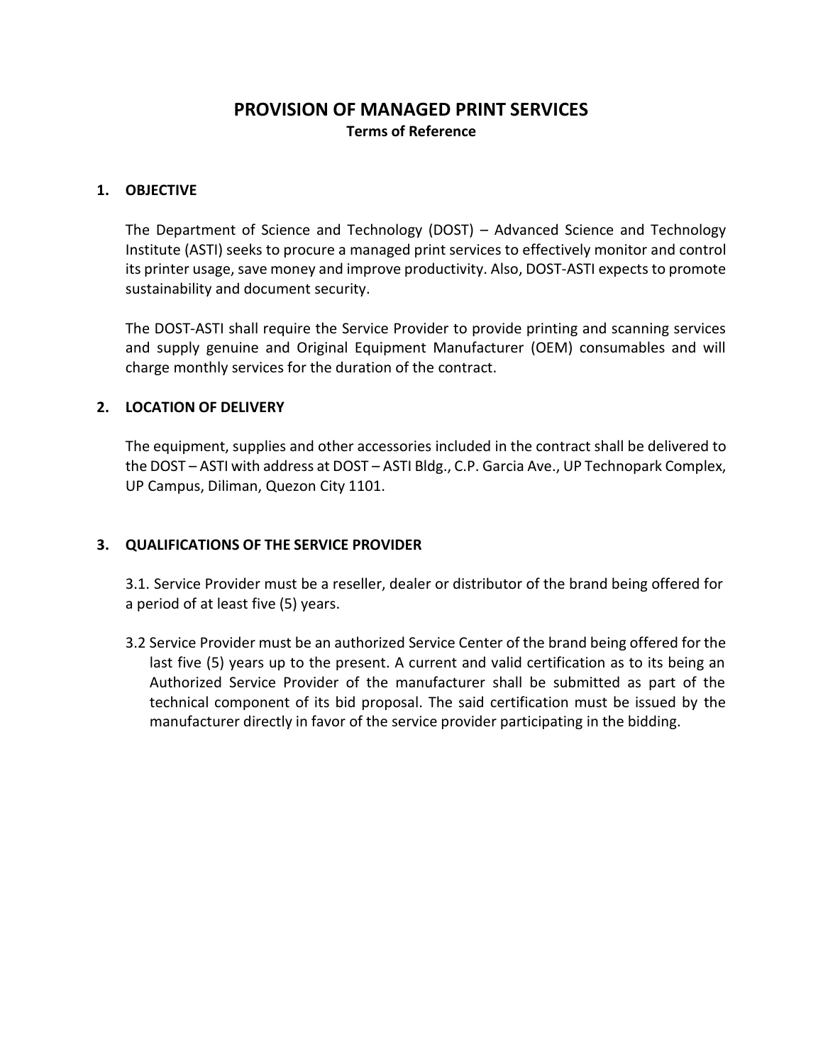# PROVISION OF MANAGED PRINT SERVICES

**Terms of Reference**

## 1. OBJECTIVE

The Department of Science and Technology (DOST) – Advanced Science and Technology Institute (ASTI) seeks to procure a managed print services to effectively monitor and control its printer usage, save money and improve productivity. Also, DOST-ASTI expects to promote sustainability and document security.

The DOST-ASTI shall require the Service Provider to provide printing and scanning services and supply genuine and Original Equipment Manufacturer (OEM) consumables and will charge monthly services for the duration of the contract.

## 2. LOCATION OF DELIVERY

The equipment, supplies and other accessories included in the contract shall be delivered to the DOST – ASTI with address at DOST – ASTI Bldg., C.P. Garcia Ave., UP Technopark Complex, UP Campus, Diliman, Quezon City 1101.

## 3. QUALIFICATIONS OF THE SERVICE PROVIDER

3.1. Service Provider must be a reseller, dealer or distributor of the brand being offered for a period of at least five (5) years.

3.2 Service Provider must be an authorized Service Center of the brand being offered for the last five (5) years up to the present. A current and valid certification as to its being an Authorized Service Provider of the manufacturer shall be submitted as part of the technical component of its bid proposal. The said certification must be issued by the manufacturer directly in favor of the service provider participating in the bidding.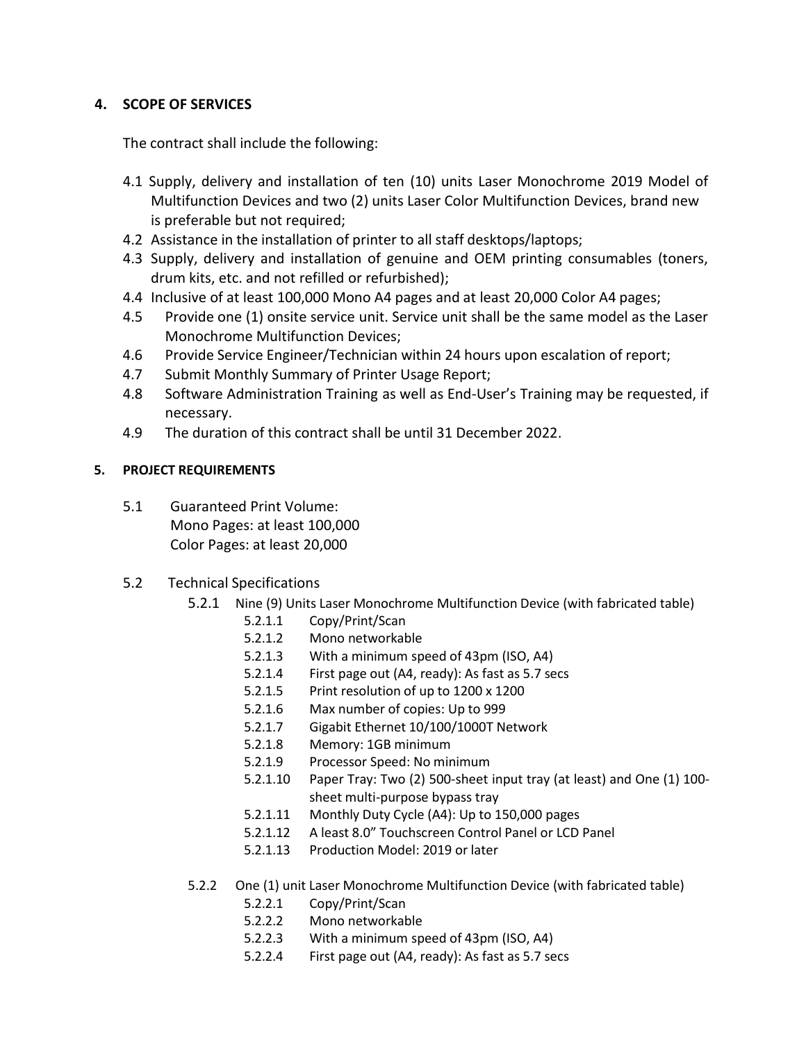## 4. SCOPE OF SERVICES

The contract shall include the following:

- 4.1 Supply, delivery and installation of ten (10) units Laser Monochrome 2019 Model of Multifunction Devices and two (2) units Laser Color Multifunction Devices, brand new is preferable but not required;
- 4.2 Assistance in the installation of printer to all staff desktops/laptops;
- 4.3 Supply, delivery and installation of genuine and OEM printing consumables (toners, drum kits, etc. and not refilled or refurbished);
- 4.4 Inclusive of at least 100,000 Mono A4 pages and at least 20,000 Color A4 pages;
- 4.5 Provide one (1) onsite service unit. Service unit shall be the same model as the Laser Monochrome Multifunction Devices;
- 4.6 Provide Service Engineer/Technician within 24 hours upon escalation of report;
- 4.7 Submit Monthly Summary of Printer Usage Report;
- 4.8 Software Administration Training as well as End-User's Training may be requested, if necessary.
- 4.9 The duration of this contract shall be until 31 December 2022.

## 5. PROJECT REQUIREMENTS

5.1 Guaranteed Print Volume:
Mono Pages: at least 100,000
Color Pages: at least 20,000

5.2 Technical Specifications

5.2.1 Nine (9) Units Laser Monochrome Multifunction Device (with fabricated table)

- 5.2.1.1 Copy/Print/Scan
- 5.2.1.2 Mono networkable
- 5.2.1.3 With a minimum speed of 43pm (ISO, A4)
- 5.2.1.4 First page out (A4, ready): As fast as 5.7 secs
- 5.2.1.5 Print resolution of up to 1200 x 1200
- 5.2.1.6 Max number of copies: Up to 999
- 5.2.1.7 Gigabit Ethernet 10/100/1000T Network
- 5.2.1.8 Memory: 1GB minimum
- 5.2.1.9 Processor Speed: No minimum
- 5.2.1.10 Paper Tray: Two (2) 500-sheet input tray (at least) and One (1) 100-sheet multi-purpose bypass tray
- 5.2.1.11 Monthly Duty Cycle (A4): Up to 150,000 pages
- 5.2.1.12 A least 8.0" Touchscreen Control Panel or LCD Panel
- 5.2.1.13 Production Model: 2019 or later

5.2.2 One (1) unit Laser Monochrome Multifunction Device (with fabricated table)

- 5.2.2.1 Copy/Print/Scan
- 5.2.2.2 Mono networkable
- 5.2.2.3 With a minimum speed of 43pm (ISO, A4)
- 5.2.2.4 First page out (A4, ready): As fast as 5.7 secs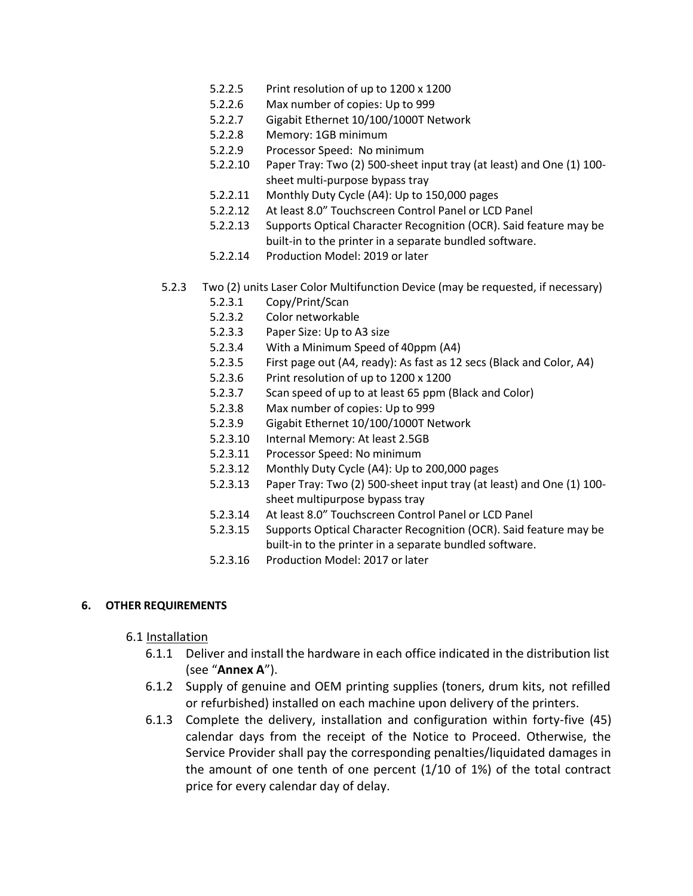- 5.2.2.5 Print resolution of up to 1200 x 1200
- 5.2.2.6 Max number of copies: Up to 999
- 5.2.2.7 Gigabit Ethernet 10/100/1000T Network
- 5.2.2.8 Memory: 1GB minimum
- 5.2.2.9 Processor Speed: No minimum
- 5.2.2.10 Paper Tray: Two (2) 500-sheet input tray (at least) and One (1) 100-sheet multi-purpose bypass tray
- 5.2.2.11 Monthly Duty Cycle (A4): Up to 150,000 pages
- 5.2.2.12 At least 8.0" Touchscreen Control Panel or LCD Panel
- 5.2.2.13 Supports Optical Character Recognition (OCR). Said feature may be built-in to the printer in a separate bundled software.
- 5.2.2.14 Production Model: 2019 or later

5.2.3 Two (2) units Laser Color Multifunction Device (may be requested, if necessary)

- 5.2.3.1 Copy/Print/Scan
- 5.2.3.2 Color networkable
- 5.2.3.3 Paper Size: Up to A3 size
- 5.2.3.4 With a Minimum Speed of 40ppm (A4)
- 5.2.3.5 First page out (A4, ready): As fast as 12 secs (Black and Color, A4)
- 5.2.3.6 Print resolution of up to 1200 x 1200
- 5.2.3.7 Scan speed of up to at least 65 ppm (Black and Color)
- 5.2.3.8 Max number of copies: Up to 999
- 5.2.3.9 Gigabit Ethernet 10/100/1000T Network
- 5.2.3.10 Internal Memory: At least 2.5GB
- 5.2.3.11 Processor Speed: No minimum
- 5.2.3.12 Monthly Duty Cycle (A4): Up to 200,000 pages
- 5.2.3.13 Paper Tray: Two (2) 500-sheet input tray (at least) and One (1) 100-sheet multipurpose bypass tray
- 5.2.3.14 At least 8.0" Touchscreen Control Panel or LCD Panel
- 5.2.3.15 Supports Optical Character Recognition (OCR). Said feature may be built-in to the printer in a separate bundled software.
- 5.2.3.16 Production Model: 2017 or later

## 6. OTHER REQUIREMENTS

6.1 Installation

- 6.1.1 Deliver and install the hardware in each office indicated in the distribution list (see "**Annex A**").
- 6.1.2 Supply of genuine and OEM printing supplies (toners, drum kits, not refilled or refurbished) installed on each machine upon delivery of the printers.
- 6.1.3 Complete the delivery, installation and configuration within forty-five (45) calendar days from the receipt of the Notice to Proceed. Otherwise, the Service Provider shall pay the corresponding penalties/liquidated damages in the amount of one tenth of one percent (1/10 of 1%) of the total contract price for every calendar day of delay.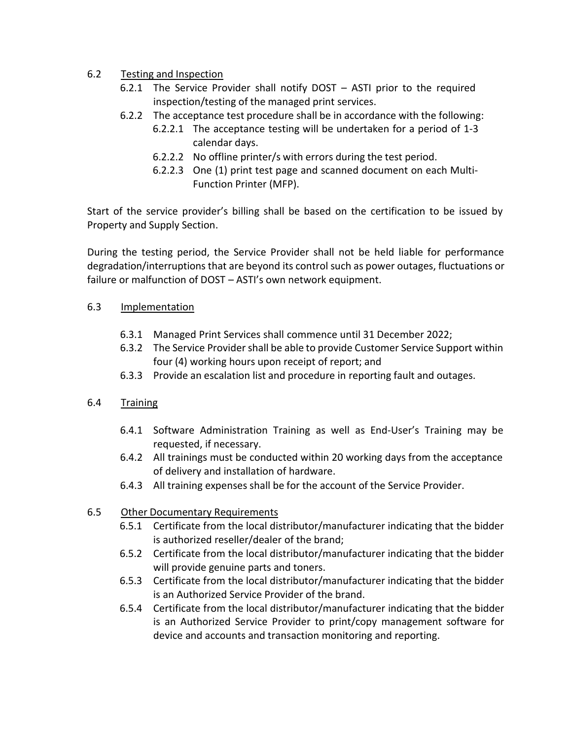6.2 Testing and Inspection

6.2.1 The Service Provider shall notify DOST – ASTI prior to the required inspection/testing of the managed print services.

6.2.2 The acceptance test procedure shall be in accordance with the following:

6.2.2.1 The acceptance testing will be undertaken for a period of 1-3 calendar days.

6.2.2.2 No offline printer/s with errors during the test period.

6.2.2.3 One (1) print test page and scanned document on each Multi-Function Printer (MFP).

Start of the service provider's billing shall be based on the certification to be issued by Property and Supply Section.

During the testing period, the Service Provider shall not be held liable for performance degradation/interruptions that are beyond its control such as power outages, fluctuations or failure or malfunction of DOST – ASTI's own network equipment.

6.3 Implementation

6.3.1 Managed Print Services shall commence until 31 December 2022;

6.3.2 The Service Provider shall be able to provide Customer Service Support within four (4) working hours upon receipt of report; and

6.3.3 Provide an escalation list and procedure in reporting fault and outages.

6.4 Training

6.4.1 Software Administration Training as well as End-User's Training may be requested, if necessary.

6.4.2 All trainings must be conducted within 20 working days from the acceptance of delivery and installation of hardware.

6.4.3 All training expenses shall be for the account of the Service Provider.

6.5 Other Documentary Requirements

6.5.1 Certificate from the local distributor/manufacturer indicating that the bidder is authorized reseller/dealer of the brand;

6.5.2 Certificate from the local distributor/manufacturer indicating that the bidder will provide genuine parts and toners.

6.5.3 Certificate from the local distributor/manufacturer indicating that the bidder is an Authorized Service Provider of the brand.

6.5.4 Certificate from the local distributor/manufacturer indicating that the bidder is an Authorized Service Provider to print/copy management software for device and accounts and transaction monitoring and reporting.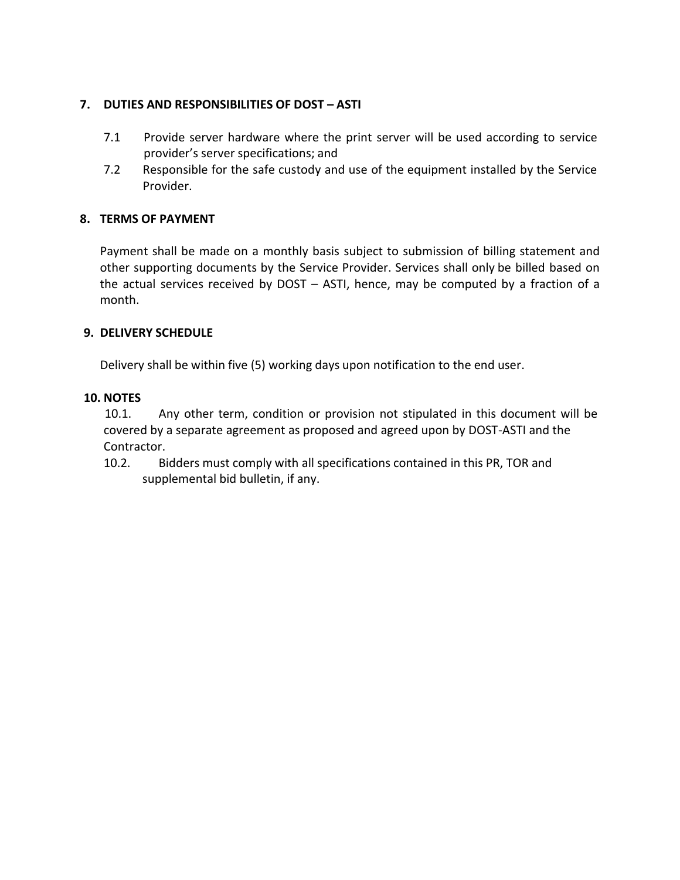## 7. DUTIES AND RESPONSIBILITIES OF DOST – ASTI

7.1 Provide server hardware where the print server will be used according to service provider's server specifications; and

7.2 Responsible for the safe custody and use of the equipment installed by the Service Provider.

## 8. TERMS OF PAYMENT

Payment shall be made on a monthly basis subject to submission of billing statement and other supporting documents by the Service Provider. Services shall only be billed based on the actual services received by DOST – ASTI, hence, may be computed by a fraction of a month.

## 9. DELIVERY SCHEDULE

Delivery shall be within five (5) working days upon notification to the end user.

## 10. NOTES

10.1. Any other term, condition or provision not stipulated in this document will be covered by a separate agreement as proposed and agreed upon by DOST-ASTI and the Contractor.

10.2. Bidders must comply with all specifications contained in this PR, TOR and supplemental bid bulletin, if any.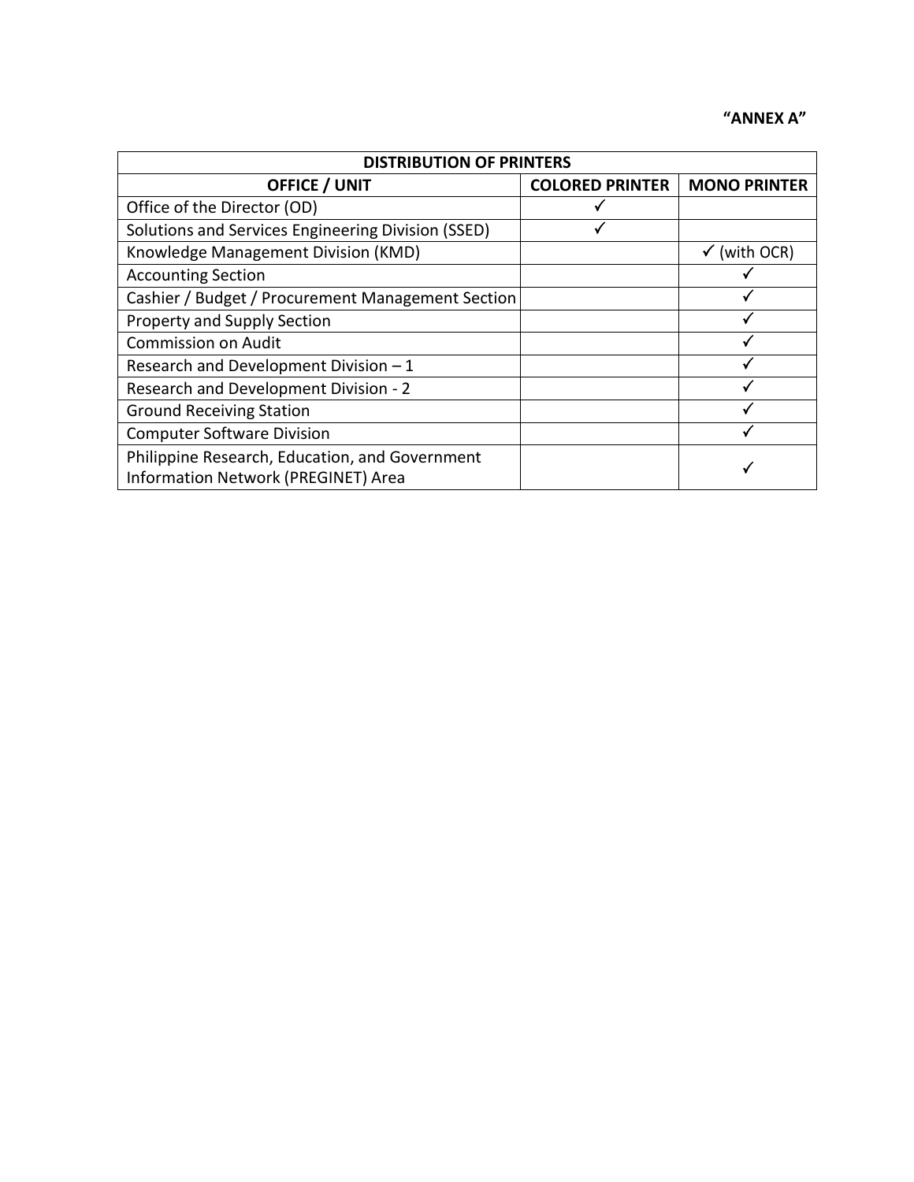**"ANNEX A"**

| DISTRIBUTION OF PRINTERS | | |
|---|---|---|
| **OFFICE / UNIT** | **COLORED PRINTER** | **MONO PRINTER** |
| Office of the Director (OD) | ✓ | |
| Solutions and Services Engineering Division (SSED) | ✓ | |
| Knowledge Management Division (KMD) | | ✓ (with OCR) |
| Accounting Section | | ✓ |
| Cashier / Budget / Procurement Management Section | | ✓ |
| Property and Supply Section | | ✓ |
| Commission on Audit | | ✓ |
| Research and Development Division – 1 | | ✓ |
| Research and Development Division - 2 | | ✓ |
| Ground Receiving Station | | ✓ |
| Computer Software Division | | ✓ |
| Philippine Research, Education, and Government Information Network (PREGINET) Area | | ✓ |